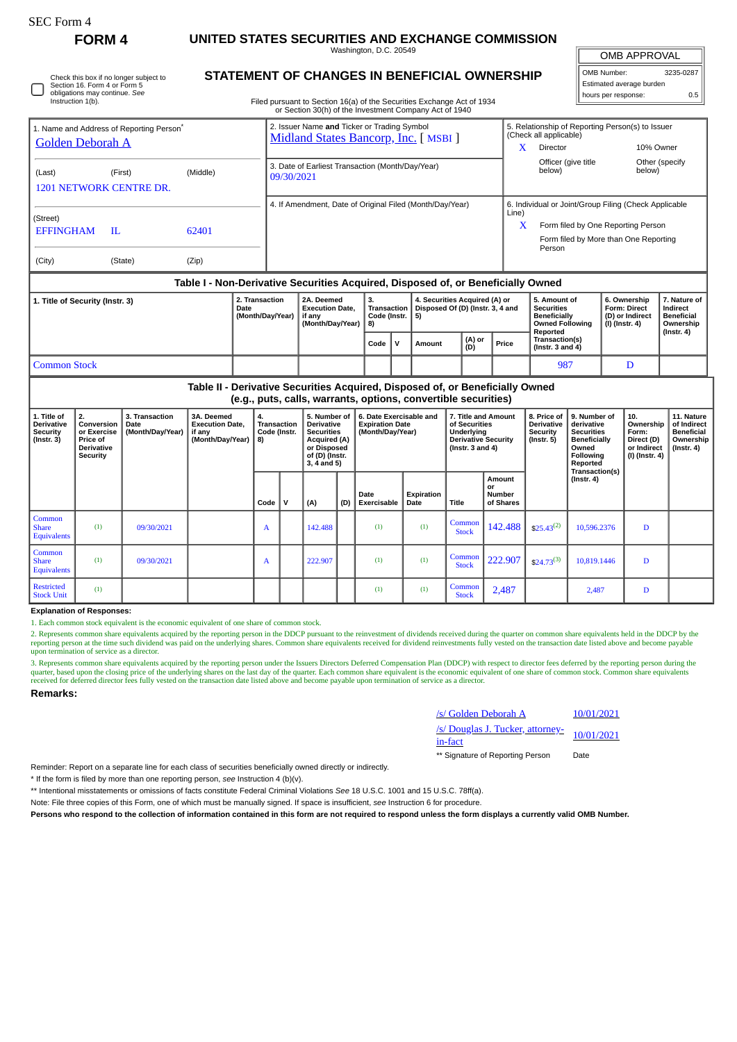SEC Form 4

**FORM 4**

# UNITED STATES SECURITIES AND EXCHANGE COMMISSION

Washington, D.C. 20549

## STATEMENT OF CHANGES IN BENEFICIAL OWNERSHIP

Filed pursuant to Section 16(a) of the Securities Exchange Act of 1934
or Section 30(h) of the Investment Company Act of 1940

| OMB APPROVAL | |
|---|---|
| OMB Number: | 3235-0287 |
| Estimated average burden | |
| hours per response: | 0.5 |

☐ Check this box if no longer subject to Section 16. Form 4 or Form 5 obligations may continue. *See* Instruction 1(b).

1. Name and Address of Reporting Person*
Golden Deborah A

(Last) (First) (Middle)
1201 NETWORK CENTRE DR.

(Street)
EFFINGHAM IL 62401

(City) (State) (Zip)

2. Issuer Name **and** Ticker or Trading Symbol
Midland States Bancorp, Inc. [ MSBI ]

3. Date of Earliest Transaction (Month/Day/Year)
09/30/2021

4. If Amendment, Date of Original Filed (Month/Day/Year)

5. Relationship of Reporting Person(s) to Issuer (Check all applicable)
X Director
10% Owner
Officer (give title below)
Other (specify below)

6. Individual or Joint/Group Filing (Check Applicable Line)
X Form filed by One Reporting Person
Form filed by More than One Reporting Person

### Table I - Non-Derivative Securities Acquired, Disposed of, or Beneficially Owned

| 1. Title of Security (Instr. 3) | 2. Transaction Date (Month/Day/Year) | 2A. Deemed Execution Date, if any (Month/Day/Year) | 3. Transaction Code (Instr. 8) | | 4. Securities Acquired (A) or Disposed Of (D) (Instr. 3, 4 and 5) | | | 5. Amount of Securities Beneficially Owned Following Reported Transaction(s) (Instr. 3 and 4) | 6. Ownership Form: Direct (D) or Indirect (I) (Instr. 4) | 7. Nature of Indirect Beneficial Ownership (Instr. 4) |
|---|---|---|---|---|---|---|---|---|---|---|
| | | | Code | V | Amount | (A) or (D) | Price | | | |
| Common Stock | | | | | | | | 987 | D | |

### Table II - Derivative Securities Acquired, Disposed of, or Beneficially Owned (e.g., puts, calls, warrants, options, convertible securities)

| 1. Title of Derivative Security (Instr. 3) | 2. Conversion or Exercise Price of Derivative Security | 3. Transaction Date (Month/Day/Year) | 3A. Deemed Execution Date, if any (Month/Day/Year) | 4. Transaction Code (Instr. 8) | | 5. Number of Derivative Securities Acquired (A) or Disposed of (D) (Instr. 3, 4 and 5) | | 6. Date Exercisable and Expiration Date (Month/Day/Year) | | 7. Title and Amount of Securities Underlying Derivative Security (Instr. 3 and 4) | | 8. Price of Derivative Security (Instr. 5) | 9. Number of derivative Securities Beneficially Owned Following Reported Transaction(s) (Instr. 4) | 10. Ownership Form: Direct (D) or Indirect (I) (Instr. 4) | 11. Nature of Indirect Beneficial Ownership (Instr. 4) |
|---|---|---|---|---|---|---|---|---|---|---|---|---|---|---|---|
| | | | | Code | V | (A) | (D) | Date Exercisable | Expiration Date | Title | Amount or Number of Shares | | | | |
| Common Share Equivalents | (1) | 09/30/2021 | | A | | 142.488 | | (1) | (1) | Common Stock | 142.488 | $25.43(2) | 10,596.2376 | D | |
| Common Share Equivalents | (1) | 09/30/2021 | | A | | 222.907 | | (1) | (1) | Common Stock | 222.907 | $24.73(3) | 10,819.1446 | D | |
| Restricted Stock Unit | (1) | | | | | | | (1) | (1) | Common Stock | 2,487 | | 2,487 | D | |

**Explanation of Responses:**

1. Each common stock equivalent is the economic equivalent of one share of common stock.

2. Represents common share equivalents acquired by the reporting person in the DDCP pursuant to the reinvestment of dividends received during the quarter on common share equivalents held in the DDCP by the reporting person at the time such dividend was paid on the underlying shares. Common share equivalents received for dividend reinvestments fully vested on the transaction date listed above and become payable upon termination of service as a director.

3. Represents common share equivalents acquired by the reporting person under the Issuers Directors Deferred Compensation Plan (DDCP) with respect to director fees deferred by the reporting person during the quarter, based upon the closing price of the underlying shares on the last day of the quarter. Each common share equivalent is the economic equivalent of one share of common stock. Common share equivalents received for deferred director fees fully vested on the transaction date listed above and become payable upon termination of service as a director.

**Remarks:**

| | |
|---|---|
| /s/ Golden Deborah A | 10/01/2021 |
| /s/ Douglas J. Tucker, attorney-in-fact | 10/01/2021 |
| ** Signature of Reporting Person | Date |

Reminder: Report on a separate line for each class of securities beneficially owned directly or indirectly.

* If the form is filed by more than one reporting person, *see* Instruction 4 (b)(v).

** Intentional misstatements or omissions of facts constitute Federal Criminal Violations *See* 18 U.S.C. 1001 and 15 U.S.C. 78ff(a).

Note: File three copies of this Form, one of which must be manually signed. If space is insufficient, *see* Instruction 6 for procedure.

**Persons who respond to the collection of information contained in this form are not required to respond unless the form displays a currently valid OMB Number.**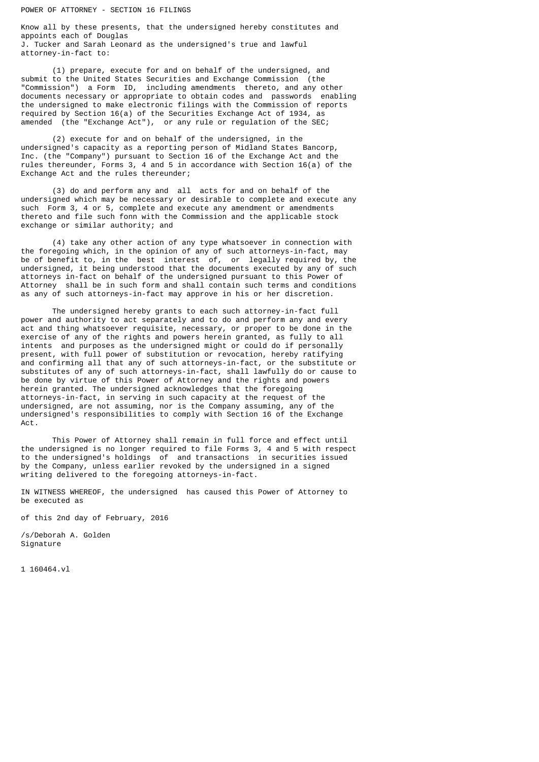POWER OF ATTORNEY - SECTION 16 FILINGS

Know all by these presents, that the undersigned hereby constitutes and appoints each of Douglas J. Tucker and Sarah Leonard as the undersigned's true and lawful attorney-in-fact to:

(1) prepare, execute for and on behalf of the undersigned, and submit to the United States Securities and Exchange Commission (the "Commission") a Form ID, including amendments thereto, and any other documents necessary or appropriate to obtain codes and passwords enabling the undersigned to make electronic filings with the Commission of reports required by Section 16(a) of the Securities Exchange Act of 1934, as amended (the "Exchange Act"), or any rule or regulation of the SEC;

(2) execute for and on behalf of the undersigned, in the undersigned's capacity as a reporting person of Midland States Bancorp, Inc. (the "Company") pursuant to Section 16 of the Exchange Act and the rules thereunder, Forms 3, 4 and 5 in accordance with Section 16(a) of the Exchange Act and the rules thereunder;

(3) do and perform any and all acts for and on behalf of the undersigned which may be necessary or desirable to complete and execute any such Form 3, 4 or 5, complete and execute any amendment or amendments thereto and file such fonn with the Commission and the applicable stock exchange or similar authority; and

(4) take any other action of any type whatsoever in connection with the foregoing which, in the opinion of any of such attorneys-in-fact, may be of benefit to, in the best interest of, or legally required by, the undersigned, it being understood that the documents executed by any of such attorneys in-fact on behalf of the undersigned pursuant to this Power of Attorney shall be in such form and shall contain such terms and conditions as any of such attorneys-in-fact may approve in his or her discretion.

The undersigned hereby grants to each such attorney-in-fact full power and authority to act separately and to do and perform any and every act and thing whatsoever requisite, necessary, or proper to be done in the exercise of any of the rights and powers herein granted, as fully to all intents and purposes as the undersigned might or could do if personally present, with full power of substitution or revocation, hereby ratifying and confirming all that any of such attorneys-in-fact, or the substitute or substitutes of any of such attorneys-in-fact, shall lawfully do or cause to be done by virtue of this Power of Attorney and the rights and powers herein granted. The undersigned acknowledges that the foregoing attorneys-in-fact, in serving in such capacity at the request of the undersigned, are not assuming, nor is the Company assuming, any of the undersigned's responsibilities to comply with Section 16 of the Exchange Act.

This Power of Attorney shall remain in full force and effect until the undersigned is no longer required to file Forms 3, 4 and 5 with respect to the undersigned's holdings of and transactions in securities issued by the Company, unless earlier revoked by the undersigned in a signed writing delivered to the foregoing attorneys-in-fact.

IN WITNESS WHEREOF, the undersigned has caused this Power of Attorney to be executed as

of this 2nd day of February, 2016

/s/Deborah A. Golden
Signature

1 160464.vl